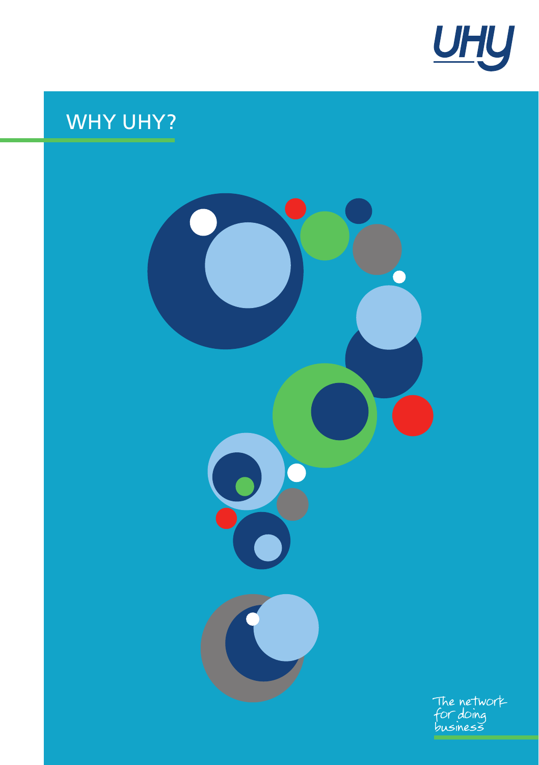UHY

# WHY UHY?

The network for doing business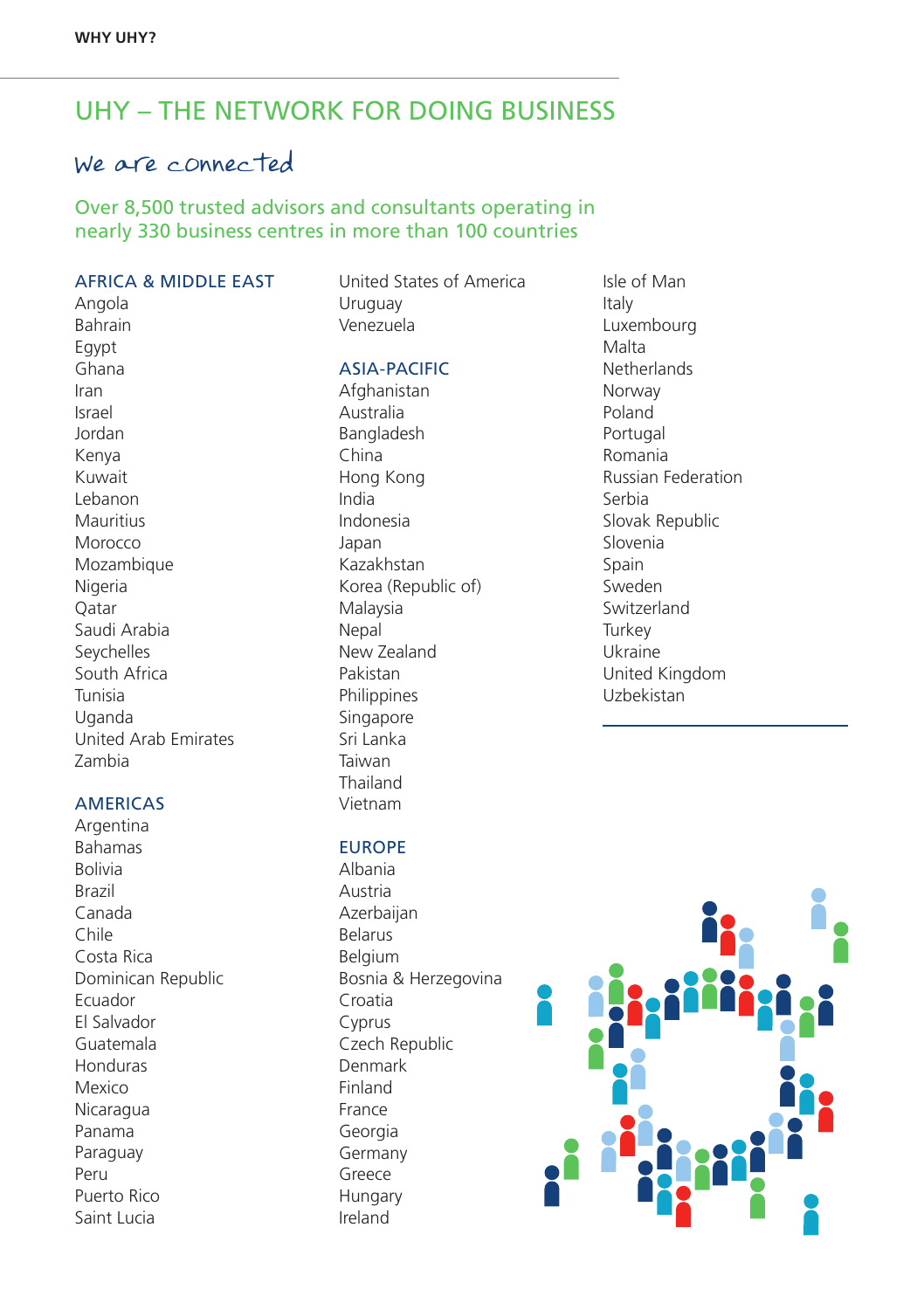# UHY – THE NETWORK FOR DOING BUSINESS

## We are connected

Over 8,500 trusted advisors and consultants operating in nearly 330 business centres in more than 100 countries

### AFRICA & MIDDLE EAST

Angola
Bahrain
Egypt
Ghana
Iran
Israel
Jordan
Kenya
Kuwait
Lebanon
Mauritius
Morocco
Mozambique
Nigeria
Qatar
Saudi Arabia
Seychelles
South Africa
Tunisia
Uganda
United Arab Emirates
Zambia

### AMERICAS

Argentina
Bahamas
Bolivia
Brazil
Canada
Chile
Costa Rica
Dominican Republic
Ecuador
El Salvador
Guatemala
Honduras
Mexico
Nicaragua
Panama
Paraguay
Peru
Puerto Rico
Saint Lucia
United States of America
Uruguay
Venezuela

### ASIA-PACIFIC

Afghanistan
Australia
Bangladesh
China
Hong Kong
India
Indonesia
Japan
Kazakhstan
Korea (Republic of)
Malaysia
Nepal
New Zealand
Pakistan
Philippines
Singapore
Sri Lanka
Taiwan
Thailand
Vietnam

### EUROPE

Albania
Austria
Azerbaijan
Belarus
Belgium
Bosnia & Herzegovina
Croatia
Cyprus
Czech Republic
Denmark
Finland
France
Georgia
Germany
Greece
Hungary
Ireland
Isle of Man
Italy
Luxembourg
Malta
Netherlands
Norway
Poland
Portugal
Romania
Russian Federation
Serbia
Slovak Republic
Slovenia
Spain
Sweden
Switzerland
Turkey
Ukraine
United Kingdom
Uzbekistan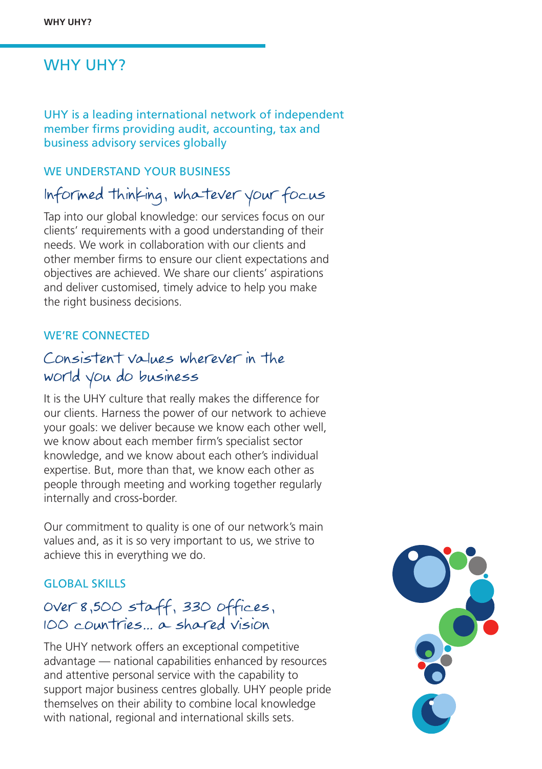# WHY UHY?

UHY is a leading international network of independent member firms providing audit, accounting, tax and business advisory services globally

## WE UNDERSTAND YOUR BUSINESS

### Informed thinking, whatever your focus

Tap into our global knowledge: our services focus on our clients' requirements with a good understanding of their needs. We work in collaboration with our clients and other member firms to ensure our client expectations and objectives are achieved. We share our clients' aspirations and deliver customised, timely advice to help you make the right business decisions.

## WE'RE CONNECTED

### Consistent values wherever in the world you do business

It is the UHY culture that really makes the difference for our clients. Harness the power of our network to achieve your goals: we deliver because we know each other well, we know about each member firm's specialist sector knowledge, and we know about each other's individual expertise. But, more than that, we know each other as people through meeting and working together regularly internally and cross-border.

Our commitment to quality is one of our network's main values and, as it is so very important to us, we strive to achieve this in everything we do.

## GLOBAL SKILLS

### Over 8,500 staff, 330 offices, 100 countries... a shared vision

The UHY network offers an exceptional competitive advantage — national capabilities enhanced by resources and attentive personal service with the capability to support major business centres globally. UHY people pride themselves on their ability to combine local knowledge with national, regional and international skills sets.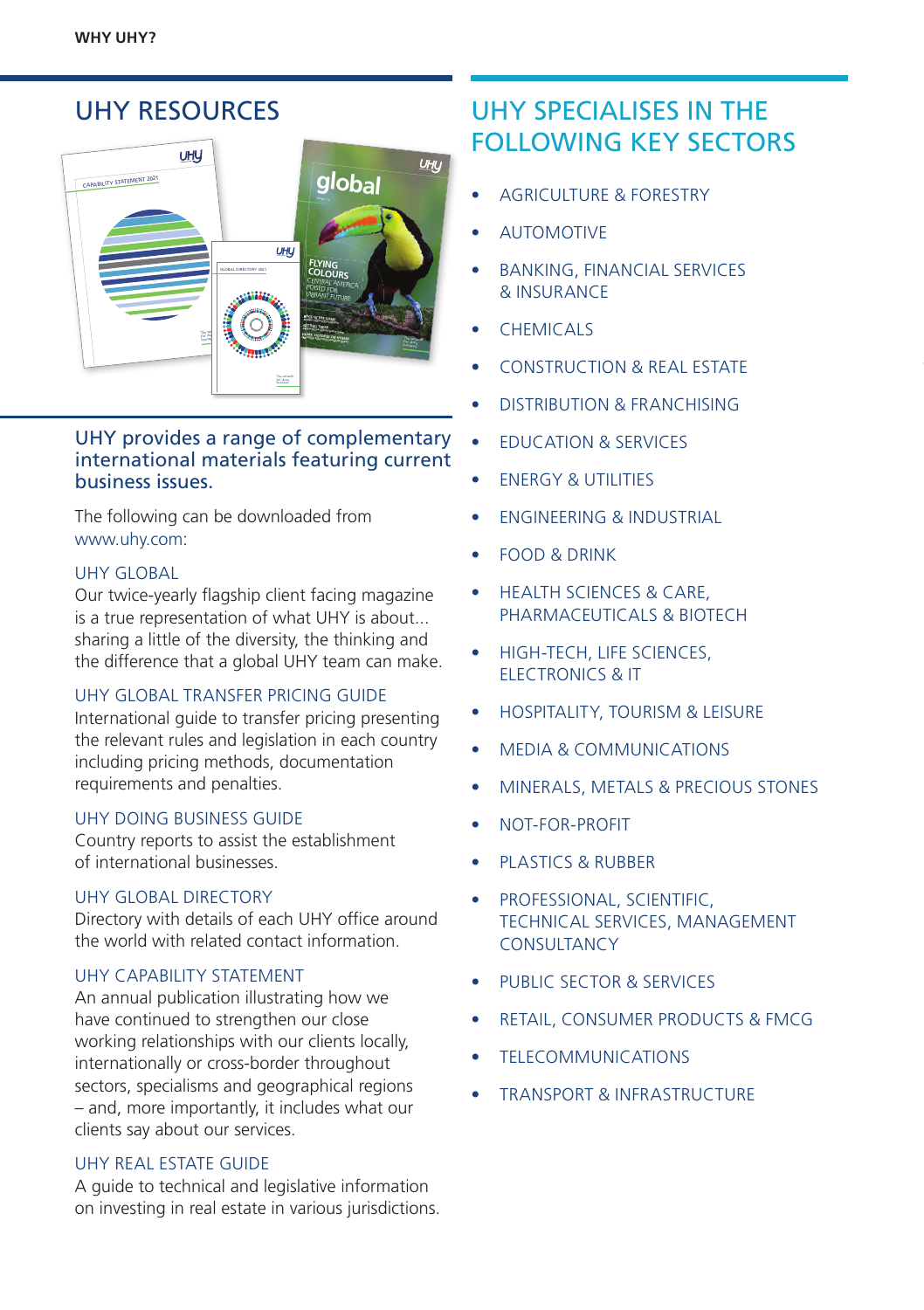# UHY RESOURCES

## UHY provides a range of complementary international materials featuring current business issues.

The following can be downloaded from www.uhy.com:

### UHY GLOBAL

Our twice-yearly flagship client facing magazine is a true representation of what UHY is about... sharing a little of the diversity, the thinking and the difference that a global UHY team can make.

### UHY GLOBAL TRANSFER PRICING GUIDE

International guide to transfer pricing presenting the relevant rules and legislation in each country including pricing methods, documentation requirements and penalties.

### UHY DOING BUSINESS GUIDE

Country reports to assist the establishment of international businesses.

### UHY GLOBAL DIRECTORY

Directory with details of each UHY office around the world with related contact information.

### UHY CAPABILITY STATEMENT

An annual publication illustrating how we have continued to strengthen our close working relationships with our clients locally, internationally or cross-border throughout sectors, specialisms and geographical regions – and, more importantly, it includes what our clients say about our services.

### UHY REAL ESTATE GUIDE

A guide to technical and legislative information on investing in real estate in various jurisdictions.

# UHY SPECIALISES IN THE FOLLOWING KEY SECTORS

- AGRICULTURE & FORESTRY
- AUTOMOTIVE
- BANKING, FINANCIAL SERVICES & INSURANCE
- CHEMICALS
- CONSTRUCTION & REAL ESTATE
- DISTRIBUTION & FRANCHISING
- EDUCATION & SERVICES
- ENERGY & UTILITIES
- ENGINEERING & INDUSTRIAL
- FOOD & DRINK
- HEALTH SCIENCES & CARE, PHARMACEUTICALS & BIOTECH
- HIGH-TECH, LIFE SCIENCES, ELECTRONICS & IT
- HOSPITALITY, TOURISM & LEISURE
- MEDIA & COMMUNICATIONS
- MINERALS, METALS & PRECIOUS STONES
- NOT-FOR-PROFIT
- PLASTICS & RUBBER
- PROFESSIONAL, SCIENTIFIC, TECHNICAL SERVICES, MANAGEMENT CONSULTANCY
- PUBLIC SECTOR & SERVICES
- RETAIL, CONSUMER PRODUCTS & FMCG
- TELECOMMUNICATIONS
- TRANSPORT & INFRASTRUCTURE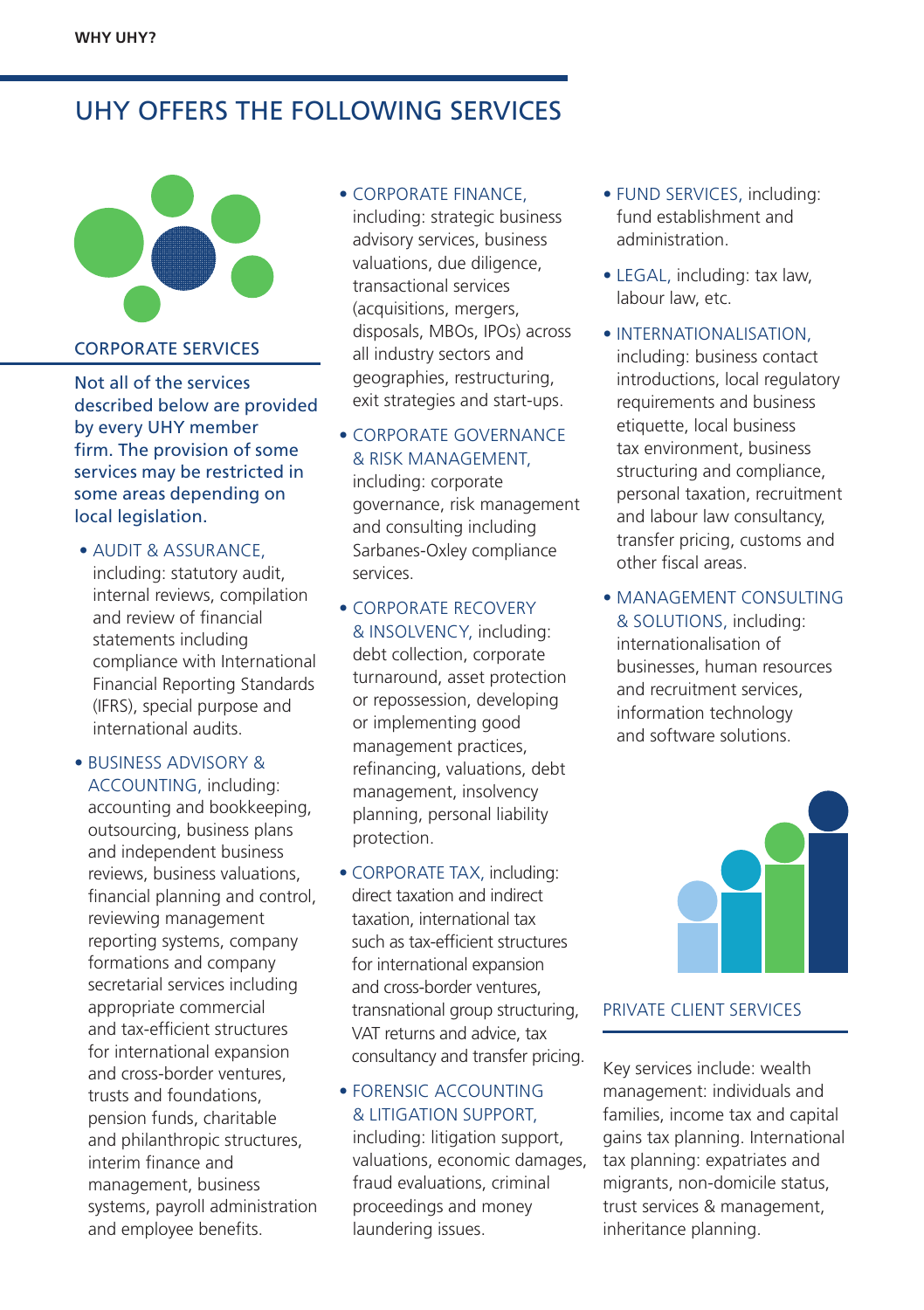## UHY OFFERS THE FOLLOWING SERVICES

### CORPORATE SERVICES

Not all of the services described below are provided by every UHY member firm. The provision of some services may be restricted in some areas depending on local legislation.

- AUDIT & ASSURANCE, including: statutory audit, internal reviews, compilation and review of financial statements including compliance with International Financial Reporting Standards (IFRS), special purpose and international audits.
- BUSINESS ADVISORY & ACCOUNTING, including: accounting and bookkeeping, outsourcing, business plans and independent business reviews, business valuations, financial planning and control, reviewing management reporting systems, company formations and company secretarial services including appropriate commercial and tax-efficient structures for international expansion and cross-border ventures, trusts and foundations, pension funds, charitable and philanthropic structures, interim finance and management, business systems, payroll administration and employee benefits.
- CORPORATE FINANCE, including: strategic business advisory services, business valuations, due diligence, transactional services (acquisitions, mergers, disposals, MBOs, IPOs) across all industry sectors and geographies, restructuring, exit strategies and start-ups.
- CORPORATE GOVERNANCE & RISK MANAGEMENT, including: corporate governance, risk management and consulting including Sarbanes-Oxley compliance services.
- CORPORATE RECOVERY & INSOLVENCY, including: debt collection, corporate turnaround, asset protection or repossession, developing or implementing good management practices, refinancing, valuations, debt management, insolvency planning, personal liability protection.
- CORPORATE TAX, including: direct taxation and indirect taxation, international tax such as tax-efficient structures for international expansion and cross-border ventures, transnational group structuring, VAT returns and advice, tax consultancy and transfer pricing.
- FORENSIC ACCOUNTING & LITIGATION SUPPORT, including: litigation support, valuations, economic damages, fraud evaluations, criminal proceedings and money laundering issues.
- FUND SERVICES, including: fund establishment and administration.
- LEGAL, including: tax law, labour law, etc.
- INTERNATIONALISATION, including: business contact introductions, local regulatory requirements and business etiquette, local business tax environment, business structuring and compliance, personal taxation, recruitment and labour law consultancy, transfer pricing, customs and other fiscal areas.
- MANAGEMENT CONSULTING & SOLUTIONS, including: internationalisation of businesses, human resources and recruitment services, information technology and software solutions.

### PRIVATE CLIENT SERVICES

Key services include: wealth management: individuals and families, income tax and capital gains tax planning. International tax planning: expatriates and migrants, non-domicile status, trust services & management, inheritance planning.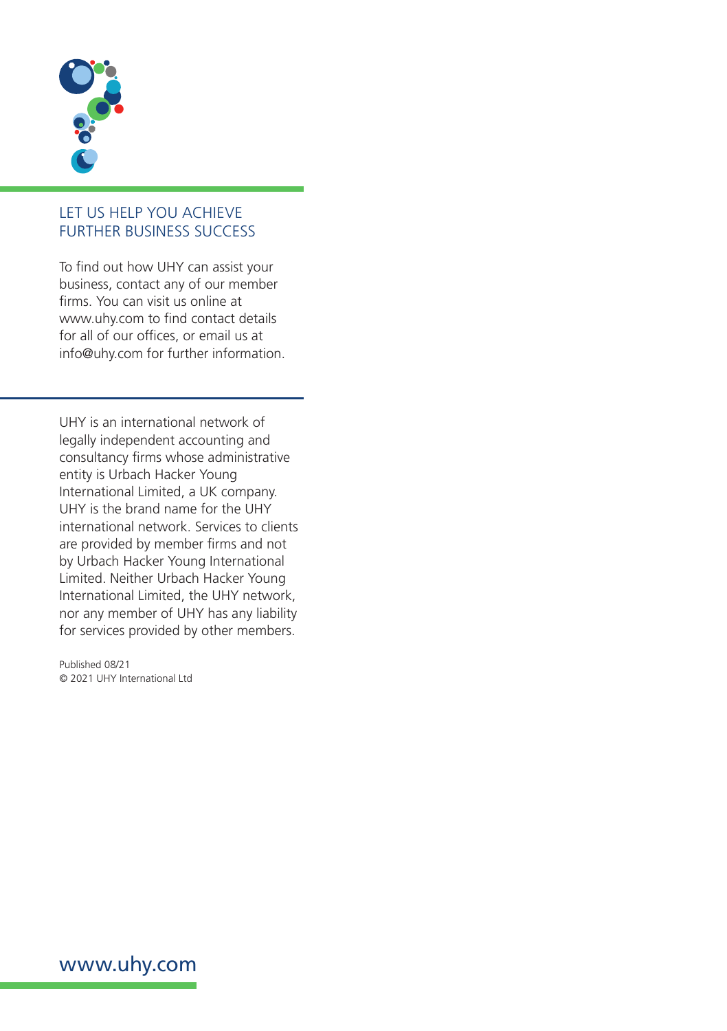## LET US HELP YOU ACHIEVE FURTHER BUSINESS SUCCESS

To find out how UHY can assist your business, contact any of our member firms. You can visit us online at www.uhy.com to find contact details for all of our offices, or email us at info@uhy.com for further information.

UHY is an international network of legally independent accounting and consultancy firms whose administrative entity is Urbach Hacker Young International Limited, a UK company. UHY is the brand name for the UHY international network. Services to clients are provided by member firms and not by Urbach Hacker Young International Limited. Neither Urbach Hacker Young International Limited, the UHY network, nor any member of UHY has any liability for services provided by other members.

Published 08/21
© 2021 UHY International Ltd

www.uhy.com